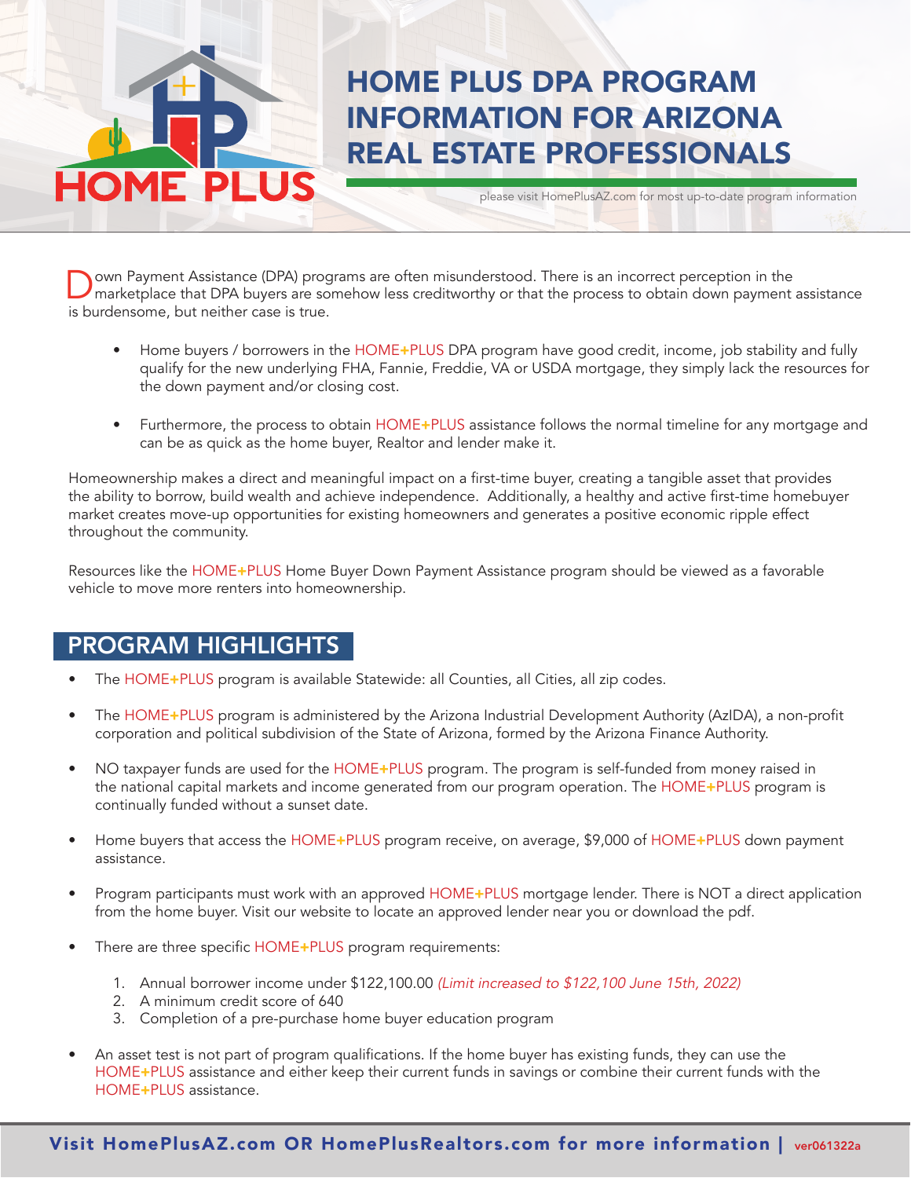HOME PLUS

# HOME PLUS DPA PROGRAM INFORMATION FOR ARIZONA REAL ESTATE PROFESSIONALS

please visit HomePlusAZ.com for most up-to-date program information

Down Payment Assistance (DPA) programs are often misunderstood. There is an incorrect perception in the marketplace that DPA buyers are somehow less creditworthy or that the process to obtain down payment assistance is burdensome, but neither case is true.

- Home buyers / borrowers in the HOME+PLUS DPA program have good credit, income, job stability and fully qualify for the new underlying FHA, Fannie, Freddie, VA or USDA mortgage, they simply lack the resources for the down payment and/or closing cost.

- Furthermore, the process to obtain HOME+PLUS assistance follows the normal timeline for any mortgage and can be as quick as the home buyer, Realtor and lender make it.

Homeownership makes a direct and meaningful impact on a first-time buyer, creating a tangible asset that provides the ability to borrow, build wealth and achieve independence. Additionally, a healthy and active first-time homebuyer market creates move-up opportunities for existing homeowners and generates a positive economic ripple effect throughout the community.

Resources like the HOME+PLUS Home Buyer Down Payment Assistance program should be viewed as a favorable vehicle to move more renters into homeownership.

## PROGRAM HIGHLIGHTS

- The HOME+PLUS program is available Statewide: all Counties, all Cities, all zip codes.

- The HOME+PLUS program is administered by the Arizona Industrial Development Authority (AzIDA), a non-profit corporation and political subdivision of the State of Arizona, formed by the Arizona Finance Authority.

- NO taxpayer funds are used for the HOME+PLUS program. The program is self-funded from money raised in the national capital markets and income generated from our program operation. The HOME+PLUS program is continually funded without a sunset date.

- Home buyers that access the HOME+PLUS program receive, on average, $9,000 of HOME+PLUS down payment assistance.

- Program participants must work with an approved HOME+PLUS mortgage lender. There is NOT a direct application from the home buyer. Visit our website to locate an approved lender near you or download the pdf.

- There are three specific HOME+PLUS program requirements:

  1. Annual borrower income under $122,100.00 *(Limit increased to $122,100 June 15th, 2022)*
  2. A minimum credit score of 640
  3. Completion of a pre-purchase home buyer education program

- An asset test is not part of program qualifications. If the home buyer has existing funds, they can use the HOME+PLUS assistance and either keep their current funds in savings or combine their current funds with the HOME+PLUS assistance.

**Visit HomePlusAZ.com OR HomePlusRealtors.com for more information** | ver061322a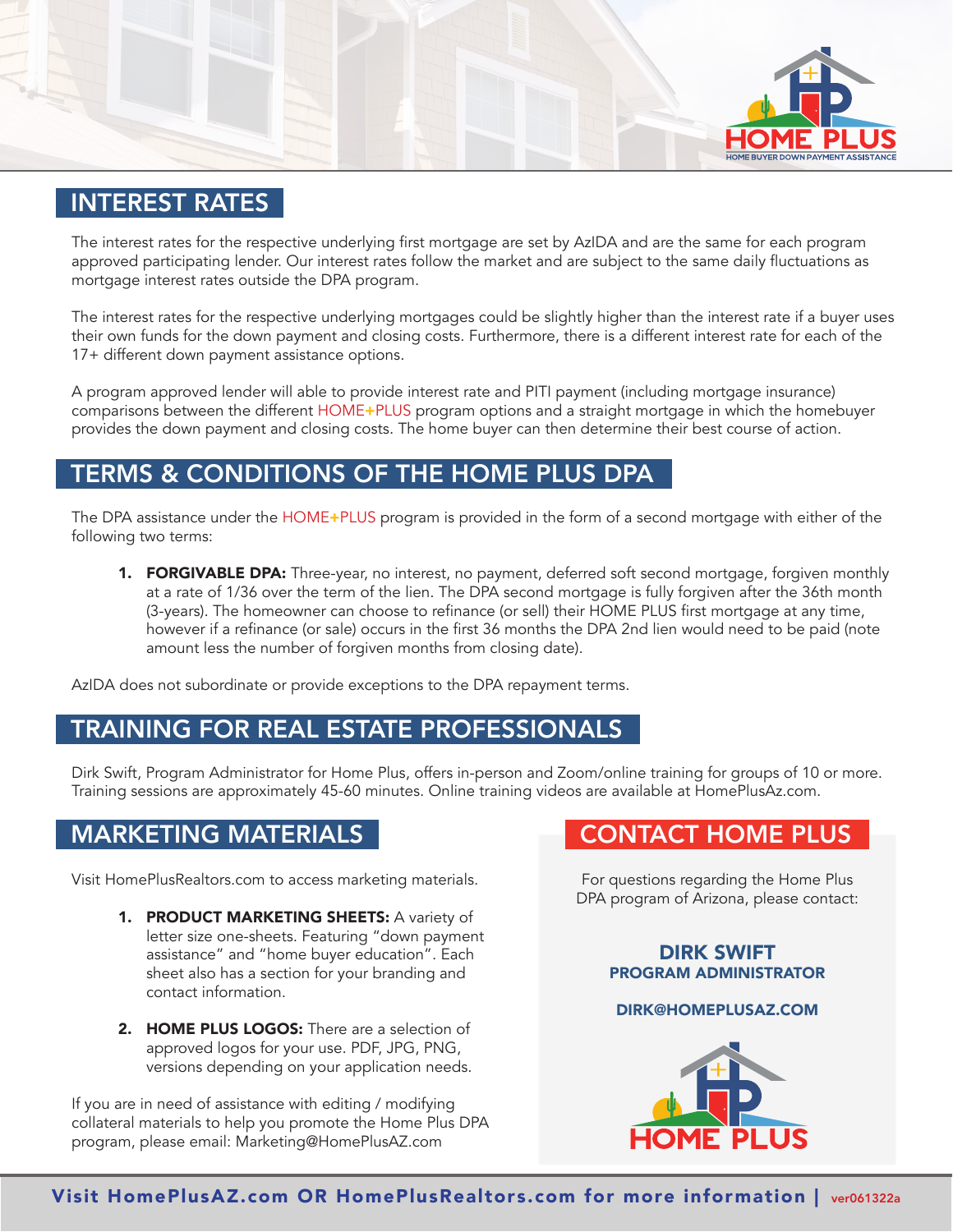## INTEREST RATES

The interest rates for the respective underlying first mortgage are set by AzIDA and are the same for each program approved participating lender. Our interest rates follow the market and are subject to the same daily fluctuations as mortgage interest rates outside the DPA program.

The interest rates for the respective underlying mortgages could be slightly higher than the interest rate if a buyer uses their own funds for the down payment and closing costs. Furthermore, there is a different interest rate for each of the 17+ different down payment assistance options.

A program approved lender will able to provide interest rate and PITI payment (including mortgage insurance) comparisons between the different HOME+PLUS program options and a straight mortgage in which the homebuyer provides the down payment and closing costs. The home buyer can then determine their best course of action.

## TERMS & CONDITIONS OF THE HOME PLUS DPA

The DPA assistance under the HOME+PLUS program is provided in the form of a second mortgage with either of the following two terms:

1. **FORGIVABLE DPA:** Three-year, no interest, no payment, deferred soft second mortgage, forgiven monthly at a rate of 1/36 over the term of the lien. The DPA second mortgage is fully forgiven after the 36th month (3-years). The homeowner can choose to refinance (or sell) their HOME PLUS first mortgage at any time, however if a refinance (or sale) occurs in the first 36 months the DPA 2nd lien would need to be paid (note amount less the number of forgiven months from closing date).

AzIDA does not subordinate or provide exceptions to the DPA repayment terms.

## TRAINING FOR REAL ESTATE PROFESSIONALS

Dirk Swift, Program Administrator for Home Plus, offers in-person and Zoom/online training for groups of 10 or more. Training sessions are approximately 45-60 minutes. Online training videos are available at HomePlusAz.com.

## MARKETING MATERIALS

Visit HomePlusRealtors.com to access marketing materials.

1. **PRODUCT MARKETING SHEETS:** A variety of letter size one-sheets. Featuring "down payment assistance" and "home buyer education". Each sheet also has a section for your branding and contact information.

2. **HOME PLUS LOGOS:** There are a selection of approved logos for your use. PDF, JPG, PNG, versions depending on your application needs.

If you are in need of assistance with editing / modifying collateral materials to help you promote the Home Plus DPA program, please email: Marketing@HomePlusAZ.com

## CONTACT HOME PLUS

For questions regarding the Home Plus DPA program of Arizona, please contact:

**DIRK SWIFT**
**PROGRAM ADMINISTRATOR**

**DIRK@HOMEPLUSAZ.COM**

**Visit HomePlusAZ.com OR HomePlusRealtors.com for more information** | ver061322a